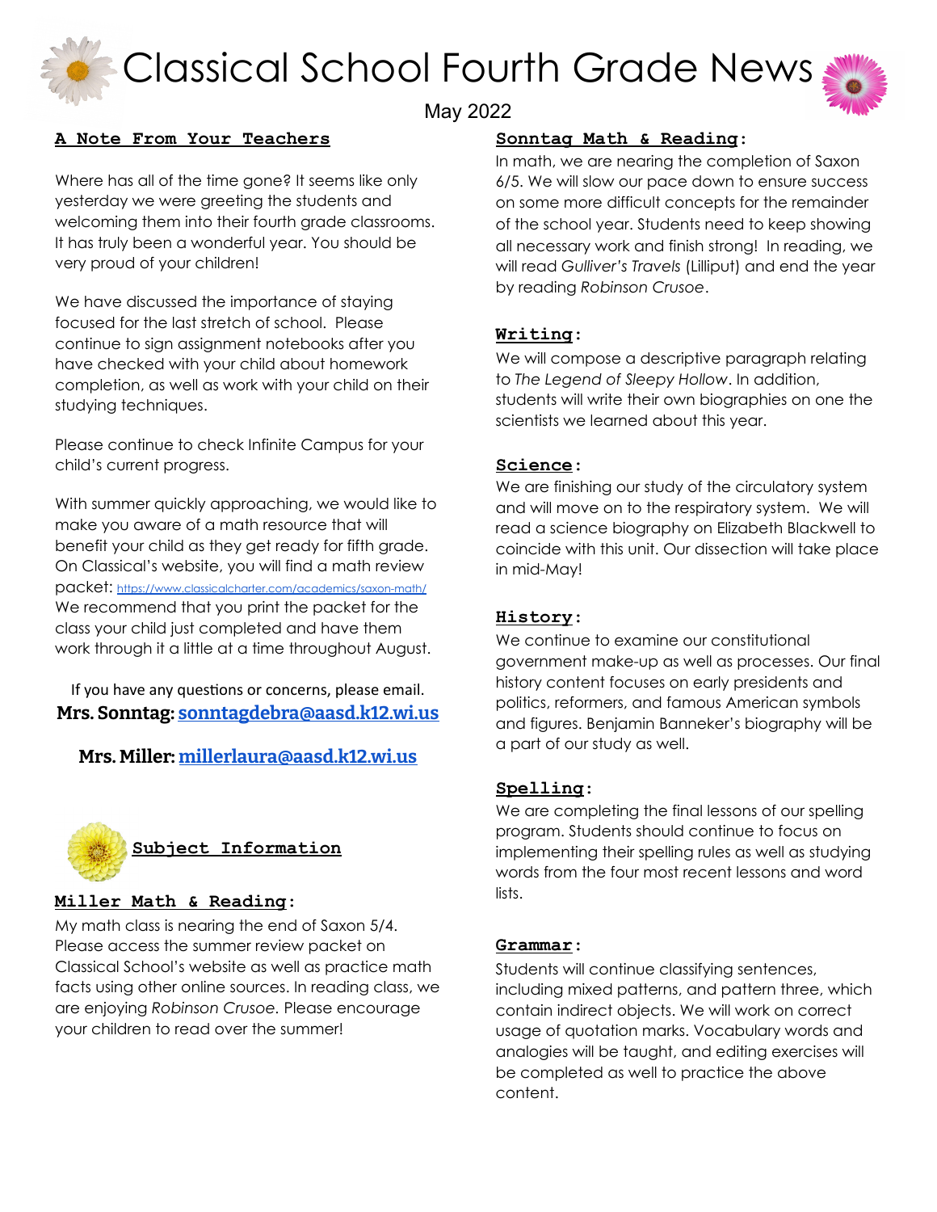# Classical School Fourth Grade News

May 2022

## A Note From Your Teachers

Where has all of the time gone? It seems like only yesterday we were greeting the students and welcoming them into their fourth grade classrooms. It has truly been a wonderful year. You should be very proud of your children!

We have discussed the importance of staying focused for the last stretch of school. Please continue to sign assignment notebooks after you have checked with your child about homework completion, as well as work with your child on their studying techniques.

Please continue to check Infinite Campus for your child's current progress.

With summer quickly approaching, we would like to make you aware of a math resource that will benefit your child as they get ready for fifth grade. On Classical's website, you will find a math review packet: https://www.classicalcharter.com/academics/saxon-math/ We recommend that you print the packet for the class your child just completed and have them work through it a little at a time throughout August.

If you have any questions or concerns, please email.

**Mrs. Sonntag: sonntagdebra@aasd.k12.wi.us**

**Mrs. Miller: millerlaura@aasd.k12.wi.us**

## Subject Information

### Miller Math & Reading:

My math class is nearing the end of Saxon 5/4. Please access the summer review packet on Classical School's website as well as practice math facts using other online sources. In reading class, we are enjoying *Robinson Crusoe*. Please encourage your children to read over the summer!

### Sonntag Math & Reading:

In math, we are nearing the completion of Saxon 6/5. We will slow our pace down to ensure success on some more difficult concepts for the remainder of the school year. Students need to keep showing all necessary work and finish strong! In reading, we will read *Gulliver's Travels* (Lilliput) and end the year by reading *Robinson Crusoe*.

### Writing:

We will compose a descriptive paragraph relating to *The Legend of Sleepy Hollow*. In addition, students will write their own biographies on one the scientists we learned about this year.

### Science:

We are finishing our study of the circulatory system and will move on to the respiratory system. We will read a science biography on Elizabeth Blackwell to coincide with this unit. Our dissection will take place in mid-May!

### History:

We continue to examine our constitutional government make-up as well as processes. Our final history content focuses on early presidents and politics, reformers, and famous American symbols and figures. Benjamin Banneker's biography will be a part of our study as well.

### Spelling:

We are completing the final lessons of our spelling program. Students should continue to focus on implementing their spelling rules as well as studying words from the four most recent lessons and word lists.

### Grammar:

Students will continue classifying sentences, including mixed patterns, and pattern three, which contain indirect objects. We will work on correct usage of quotation marks. Vocabulary words and analogies will be taught, and editing exercises will be completed as well to practice the above content.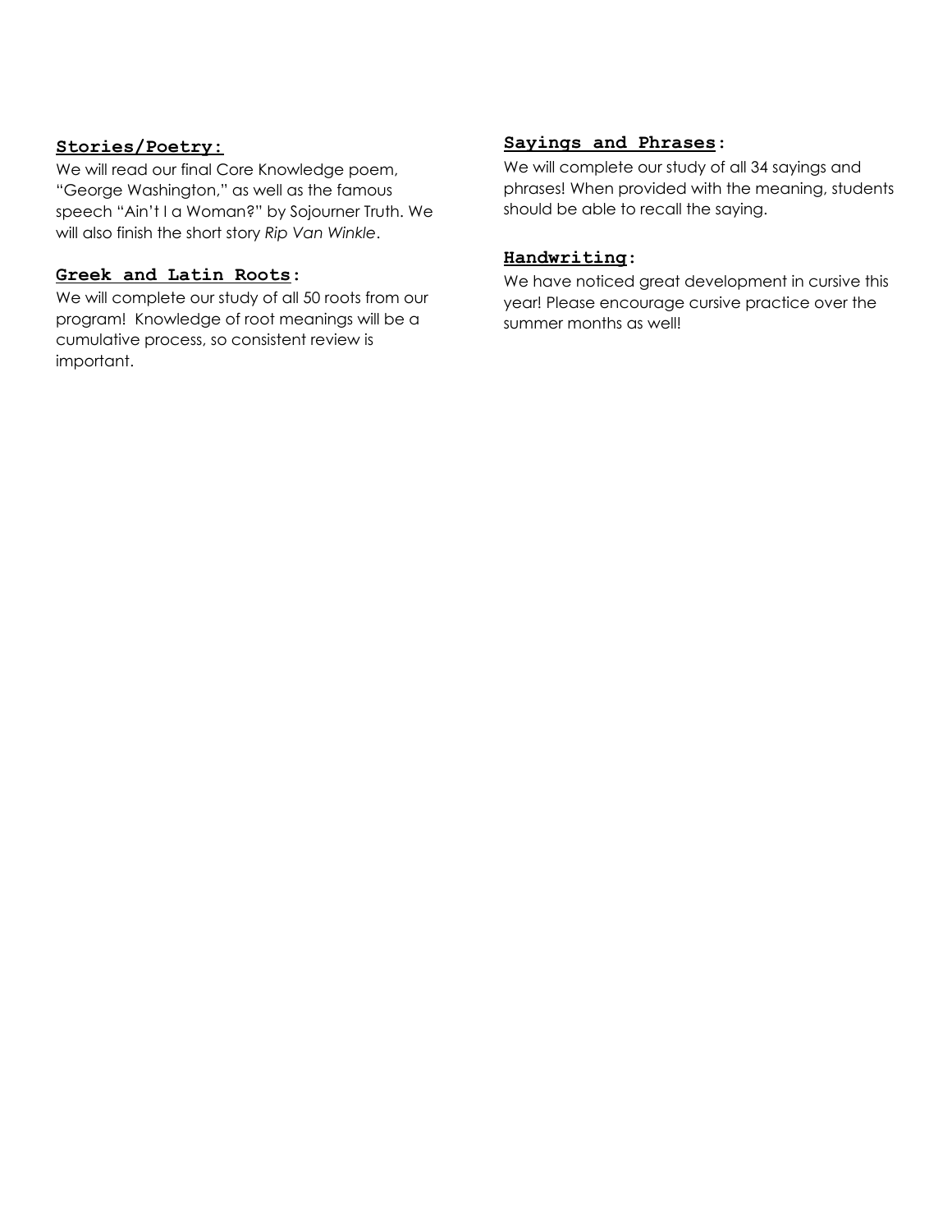### **Stories/Poetry:**

We will read our final Core Knowledge poem, "George Washington," as well as the famous speech "Ain't I a Woman?" by Sojourner Truth. We will also finish the short story *Rip Van Winkle*.

### **Greek and Latin Roots:**

We will complete our study of all 50 roots from our program! Knowledge of root meanings will be a cumulative process, so consistent review is important.

### **Sayings and Phrases:**

We will complete our study of all 34 sayings and phrases! When provided with the meaning, students should be able to recall the saying.

### **Handwriting:**

We have noticed great development in cursive this year! Please encourage cursive practice over the summer months as well!